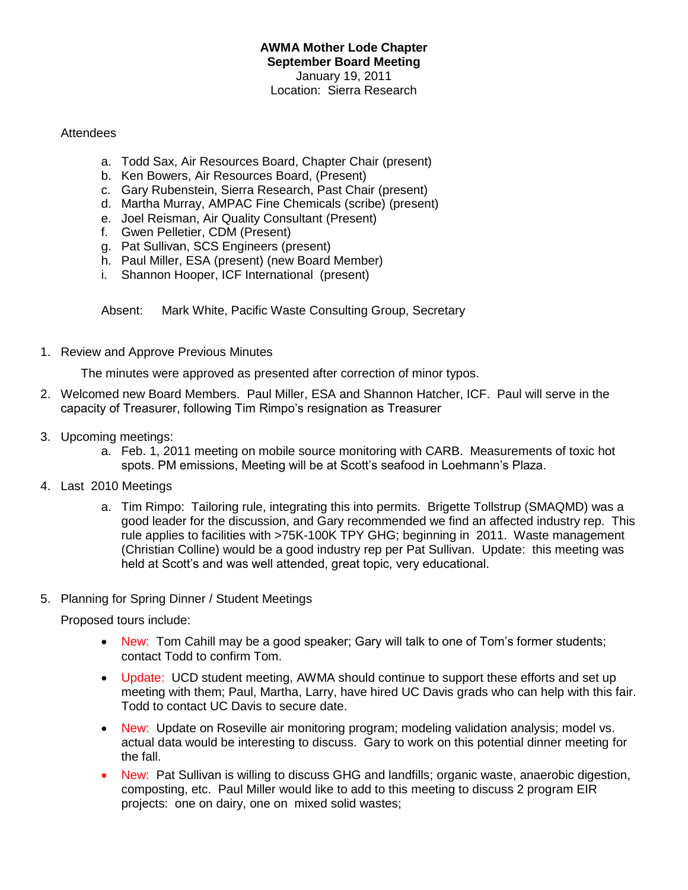**AWMA Mother Lode Chapter**
**September Board Meeting**
January 19, 2011
Location: Sierra Research

Attendees

a. Todd Sax, Air Resources Board, Chapter Chair (present)
b. Ken Bowers, Air Resources Board, (Present)
c. Gary Rubenstein, Sierra Research, Past Chair (present)
d. Martha Murray, AMPAC Fine Chemicals (scribe) (present)
e. Joel Reisman, Air Quality Consultant (Present)
f. Gwen Pelletier, CDM (Present)
g. Pat Sullivan, SCS Engineers (present)
h. Paul Miller, ESA (present) (new Board Member)
i. Shannon Hooper, ICF International (present)

Absent: Mark White, Pacific Waste Consulting Group, Secretary

1. Review and Approve Previous Minutes

   The minutes were approved as presented after correction of minor typos.

2. Welcomed new Board Members. Paul Miller, ESA and Shannon Hatcher, ICF. Paul will serve in the capacity of Treasurer, following Tim Rimpo's resignation as Treasurer

3. Upcoming meetings:
   a. Feb. 1, 2011 meeting on mobile source monitoring with CARB. Measurements of toxic hot spots. PM emissions, Meeting will be at Scott's seafood in Loehmann's Plaza.

4. Last 2010 Meetings
   a. Tim Rimpo: Tailoring rule, integrating this into permits. Brigette Tollstrup (SMAQMD) was a good leader for the discussion, and Gary recommended we find an affected industry rep. This rule applies to facilities with >75K-100K TPY GHG; beginning in 2011. Waste management (Christian Colline) would be a good industry rep per Pat Sullivan. Update: this meeting was held at Scott's and was well attended, great topic, very educational.

5. Planning for Spring Dinner / Student Meetings

   Proposed tours include:

   - New: Tom Cahill may be a good speaker; Gary will talk to one of Tom's former students; contact Todd to confirm Tom.
   - Update: UCD student meeting, AWMA should continue to support these efforts and set up meeting with them; Paul, Martha, Larry, have hired UC Davis grads who can help with this fair. Todd to contact UC Davis to secure date.
   - New: Update on Roseville air monitoring program; modeling validation analysis; model vs. actual data would be interesting to discuss. Gary to work on this potential dinner meeting for the fall.
   - New: Pat Sullivan is willing to discuss GHG and landfills; organic waste, anaerobic digestion, composting, etc. Paul Miller would like to add to this meeting to discuss 2 program EIR projects: one on dairy, one on mixed solid wastes;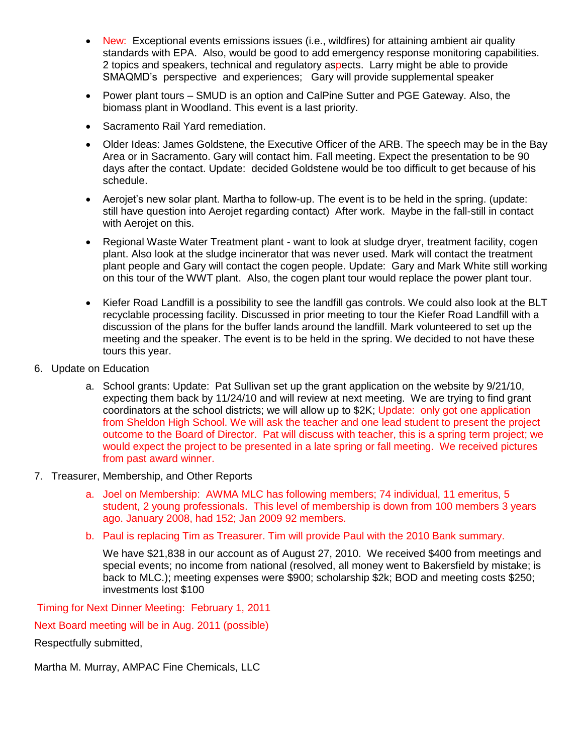- New: Exceptional events emissions issues (i.e., wildfires) for attaining ambient air quality standards with EPA. Also, would be good to add emergency response monitoring capabilities. 2 topics and speakers, technical and regulatory aspects. Larry might be able to provide SMAQMD's perspective and experiences; Gary will provide supplemental speaker
- Power plant tours – SMUD is an option and CalPine Sutter and PGE Gateway. Also, the biomass plant in Woodland. This event is a last priority.
- Sacramento Rail Yard remediation.
- Older Ideas: James Goldstene, the Executive Officer of the ARB. The speech may be in the Bay Area or in Sacramento. Gary will contact him. Fall meeting. Expect the presentation to be 90 days after the contact. Update: decided Goldstene would be too difficult to get because of his schedule.
- Aerojet's new solar plant. Martha to follow-up. The event is to be held in the spring. (update: still have question into Aerojet regarding contact) After work. Maybe in the fall-still in contact with Aerojet on this.
- Regional Waste Water Treatment plant - want to look at sludge dryer, treatment facility, cogen plant. Also look at the sludge incinerator that was never used. Mark will contact the treatment plant people and Gary will contact the cogen people. Update: Gary and Mark White still working on this tour of the WWT plant. Also, the cogen plant tour would replace the power plant tour.
- Kiefer Road Landfill is a possibility to see the landfill gas controls. We could also look at the BLT recyclable processing facility. Discussed in prior meeting to tour the Kiefer Road Landfill with a discussion of the plans for the buffer lands around the landfill. Mark volunteered to set up the meeting and the speaker. The event is to be held in the spring. We decided to not have these tours this year.

6. Update on Education
   a. School grants: Update: Pat Sullivan set up the grant application on the website by 9/21/10, expecting them back by 11/24/10 and will review at next meeting. We are trying to find grant coordinators at the school districts; we will allow up to $2K; Update: only got one application from Sheldon High School. We will ask the teacher and one lead student to present the project outcome to the Board of Director. Pat will discuss with teacher, this is a spring term project; we would expect the project to be presented in a late spring or fall meeting. We received pictures from past award winner.

7. Treasurer, Membership, and Other Reports
   a. Joel on Membership: AWMA MLC has following members; 74 individual, 11 emeritus, 5 student, 2 young professionals. This level of membership is down from 100 members 3 years ago. January 2008, had 152; Jan 2009 92 members.
   b. Paul is replacing Tim as Treasurer. Tim will provide Paul with the 2010 Bank summary.

   We have $21,838 in our account as of August 27, 2010. We received $400 from meetings and special events; no income from national (resolved, all money went to Bakersfield by mistake; is back to MLC.); meeting expenses were $900; scholarship $2k; BOD and meeting costs $250; investments lost $100

Timing for Next Dinner Meeting: February 1, 2011

Next Board meeting will be in Aug. 2011 (possible)

Respectfully submitted,

Martha M. Murray, AMPAC Fine Chemicals, LLC